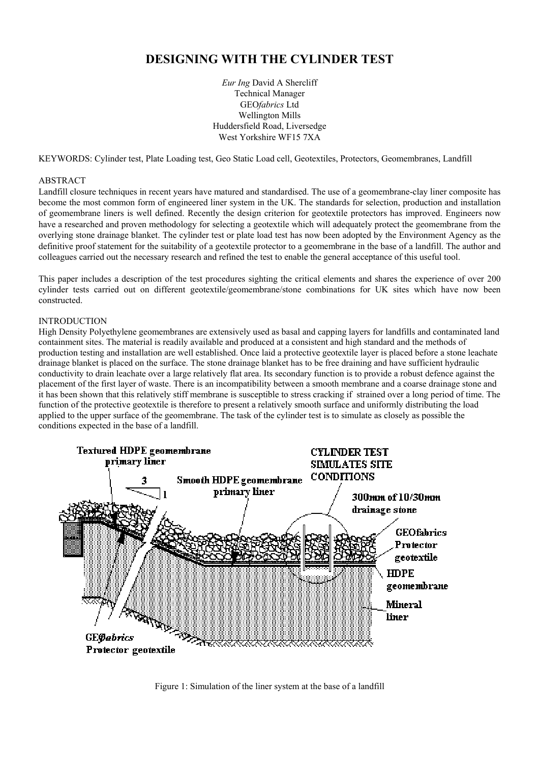# DESIGNING WITH THE CYLINDER TEST

*Eur Ing* David A Shercliff
Technical Manager
GEO*fabrics* Ltd
Wellington Mills
Huddersfield Road, Liversedge
West Yorkshire WF15 7XA

KEYWORDS: Cylinder test, Plate Loading test, Geo Static Load cell, Geotextiles, Protectors, Geomembranes, Landfill

## ABSTRACT

Landfill closure techniques in recent years have matured and standardised. The use of a geomembrane-clay liner composite has become the most common form of engineered liner system in the UK. The standards for selection, production and installation of geomembrane liners is well defined. Recently the design criterion for geotextile protectors has improved. Engineers now have a researched and proven methodology for selecting a geotextile which will adequately protect the geomembrane from the overlying stone drainage blanket. The cylinder test or plate load test has now been adopted by the Environment Agency as the definitive proof statement for the suitability of a geotextile protector to a geomembrane in the base of a landfill. The author and colleagues carried out the necessary research and refined the test to enable the general acceptance of this useful tool.

This paper includes a description of the test procedures sighting the critical elements and shares the experience of over 200 cylinder tests carried out on different geotextile/geomembrane/stone combinations for UK sites which have now been constructed.

## INTRODUCTION

High Density Polyethylene geomembranes are extensively used as basal and capping layers for landfills and contaminated land containment sites. The material is readily available and produced at a consistent and high standard and the methods of production testing and installation are well established. Once laid a protective geotextile layer is placed before a stone leachate drainage blanket is placed on the surface. The stone drainage blanket has to be free draining and have sufficient hydraulic conductivity to drain leachate over a large relatively flat area. Its secondary function is to provide a robust defence against the placement of the first layer of waste. There is an incompatibility between a smooth membrane and a coarse drainage stone and it has been shown that this relatively stiff membrane is susceptible to stress cracking if strained over a long period of time. The function of the protective geotextile is therefore to present a relatively smooth surface and uniformly distributing the load applied to the upper surface of the geomembrane. The task of the cylinder test is to simulate as closely as possible the conditions expected in the base of a landfill.

Textured HDPE geomembrane primary liner

3

1

Smooth HDPE geomembrane primary liner

CYLINDER TEST SIMULATES SITE CONDITIONS

300mm of 10/30mm drainage stone

GEOfabrics Protector geotextile

HDPE geomembrane

Mineral liner

GEOfabrics Protector geotextile

Figure 1: Simulation of the liner system at the base of a landfill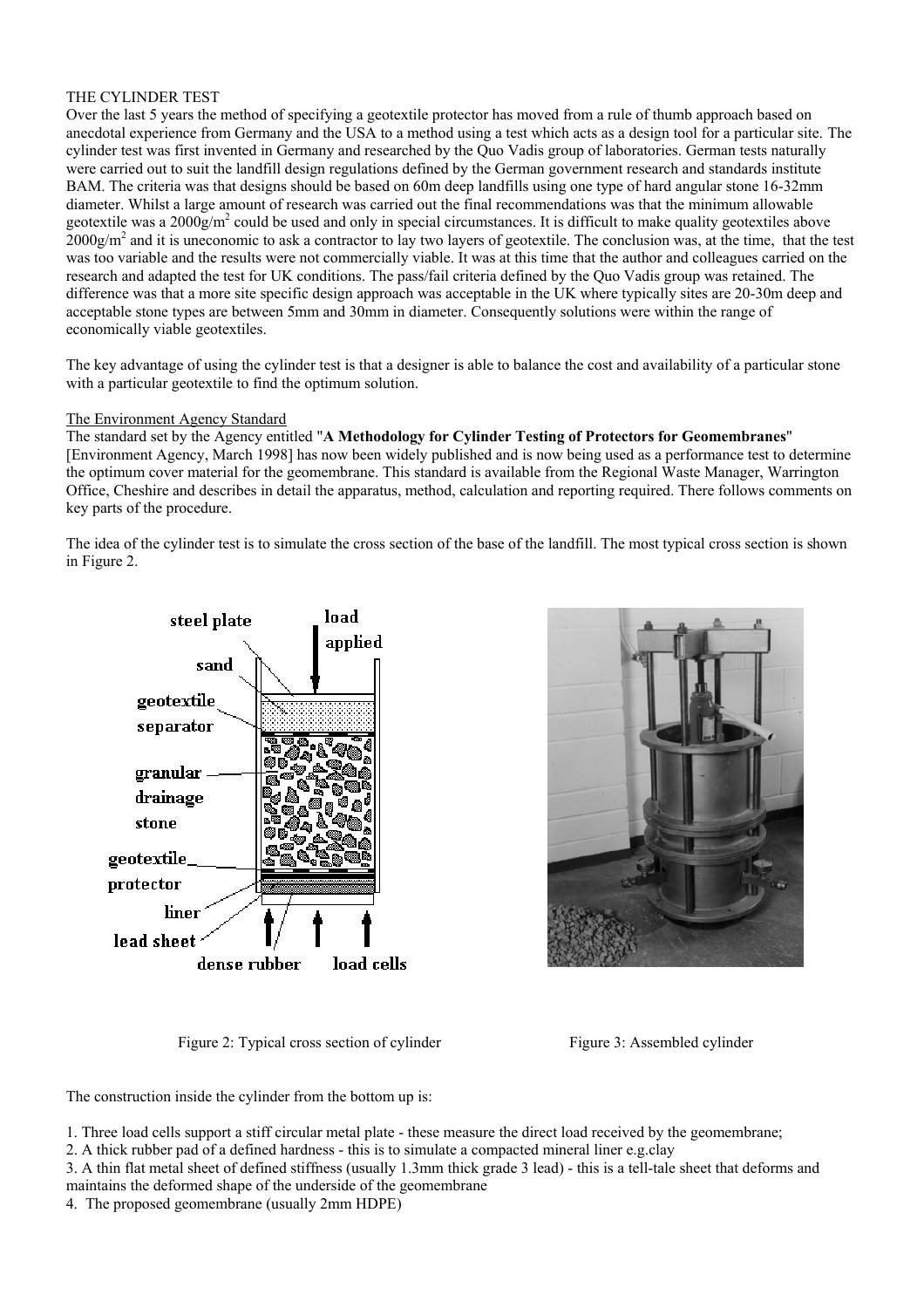THE CYLINDER TEST

Over the last 5 years the method of specifying a geotextile protector has moved from a rule of thumb approach based on anecdotal experience from Germany and the USA to a method using a test which acts as a design tool for a particular site. The cylinder test was first invented in Germany and researched by the Quo Vadis group of laboratories. German tests naturally were carried out to suit the landfill design regulations defined by the German government research and standards institute BAM. The criteria was that designs should be based on 60m deep landfills using one type of hard angular stone 16-32mm diameter. Whilst a large amount of research was carried out the final recommendations was that the minimum allowable geotextile was a 2000g/m$^2$ could be used and only in special circumstances. It is difficult to make quality geotextiles above 2000g/m$^2$ and it is uneconomic to ask a contractor to lay two layers of geotextile. The conclusion was, at the time, that the test was too variable and the results were not commercially viable. It was at this time that the author and colleagues carried on the research and adapted the test for UK conditions. The pass/fail criteria defined by the Quo Vadis group was retained. The difference was that a more site specific design approach was acceptable in the UK where typically sites are 20-30m deep and acceptable stone types are between 5mm and 30mm in diameter. Consequently solutions were within the range of economically viable geotextiles.

The key advantage of using the cylinder test is that a designer is able to balance the cost and availability of a particular stone with a particular geotextile to find the optimum solution.

The Environment Agency Standard

The standard set by the Agency entitled "**A Methodology for Cylinder Testing of Protectors for Geomembranes**" [Environment Agency, March 1998] has now been widely published and is now being used as a performance test to determine the optimum cover material for the geomembrane. This standard is available from the Regional Waste Manager, Warrington Office, Cheshire and describes in detail the apparatus, method, calculation and reporting required. There follows comments on key parts of the procedure.

The idea of the cylinder test is to simulate the cross section of the base of the landfill. The most typical cross section is shown in Figure 2.

Figure 2: Typical cross section of cylinder

Figure 3: Assembled cylinder

The construction inside the cylinder from the bottom up is:

1. Three load cells support a stiff circular metal plate - these measure the direct load received by the geomembrane;
2. A thick rubber pad of a defined hardness - this is to simulate a compacted mineral liner e.g.clay
3. A thin flat metal sheet of defined stiffness (usually 1.3mm thick grade 3 lead) - this is a tell-tale sheet that deforms and maintains the deformed shape of the underside of the geomembrane
4. The proposed geomembrane (usually 2mm HDPE)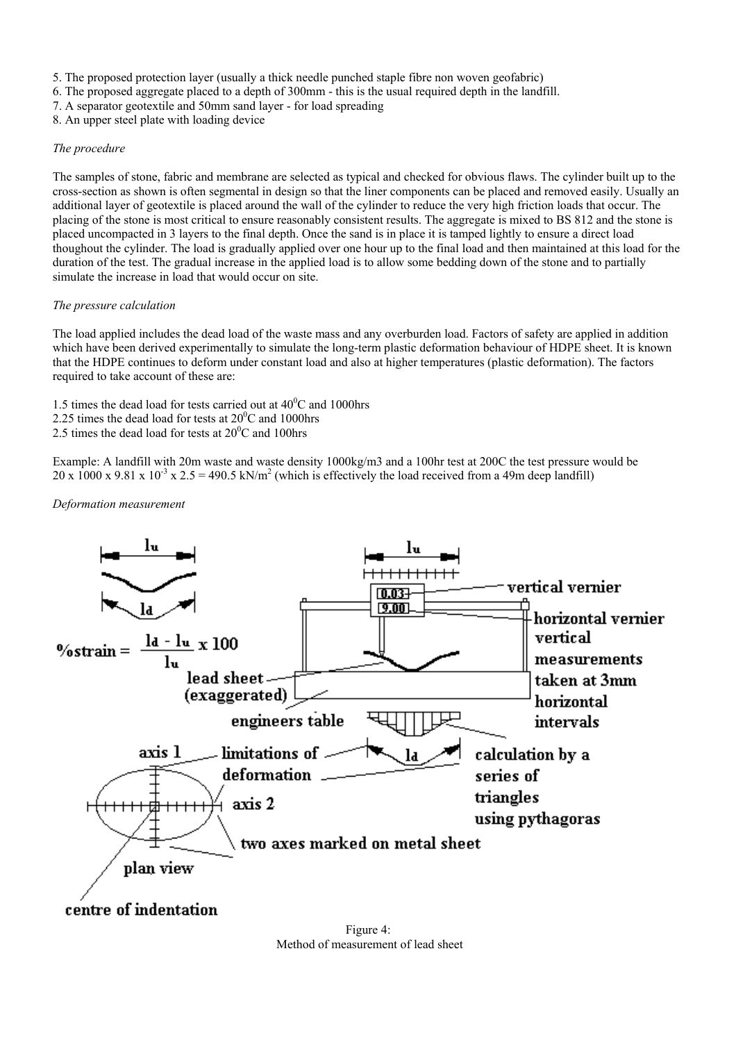5. The proposed protection layer (usually a thick needle punched staple fibre non woven geofabric)
6. The proposed aggregate placed to a depth of 300mm - this is the usual required depth in the landfill.
7. A separator geotextile and 50mm sand layer - for load spreading
8. An upper steel plate with loading device

*The procedure*

The samples of stone, fabric and membrane are selected as typical and checked for obvious flaws. The cylinder built up to the cross-section as shown is often segmental in design so that the liner components can be placed and removed easily. Usually an additional layer of geotextile is placed around the wall of the cylinder to reduce the very high friction loads that occur. The placing of the stone is most critical to ensure reasonably consistent results. The aggregate is mixed to BS 812 and the stone is placed uncompacted in 3 layers to the final depth. Once the sand is in place it is tamped lightly to ensure a direct load thoughout the cylinder. The load is gradually applied over one hour up to the final load and then maintained at this load for the duration of the test. The gradual increase in the applied load is to allow some bedding down of the stone and to partially simulate the increase in load that would occur on site.

*The pressure calculation*

The load applied includes the dead load of the waste mass and any overburden load. Factors of safety are applied in addition which have been derived experimentally to simulate the long-term plastic deformation behaviour of HDPE sheet. It is known that the HDPE continues to deform under constant load and also at higher temperatures (plastic deformation). The factors required to take account of these are:

1.5 times the dead load for tests carried out at $40^0$C and 1000hrs
2.25 times the dead load for tests at $20^0$C and 1000hrs
2.5 times the dead load for tests at $20^0$C and 100hrs

Example: A landfill with 20m waste and waste density 1000kg/m3 and a 100hr test at 200C the test pressure would be $20 \times 1000 \times 9.81 \times 10^{-3} \times 2.5 = 490.5$ kN/m$^2$ (which is effectively the load received from a 49m deep landfill)

*Deformation measurement*

$$\%strain = \frac{l_d - l_u}{l_u} \times 100$$

Figure 4:
Method of measurement of lead sheet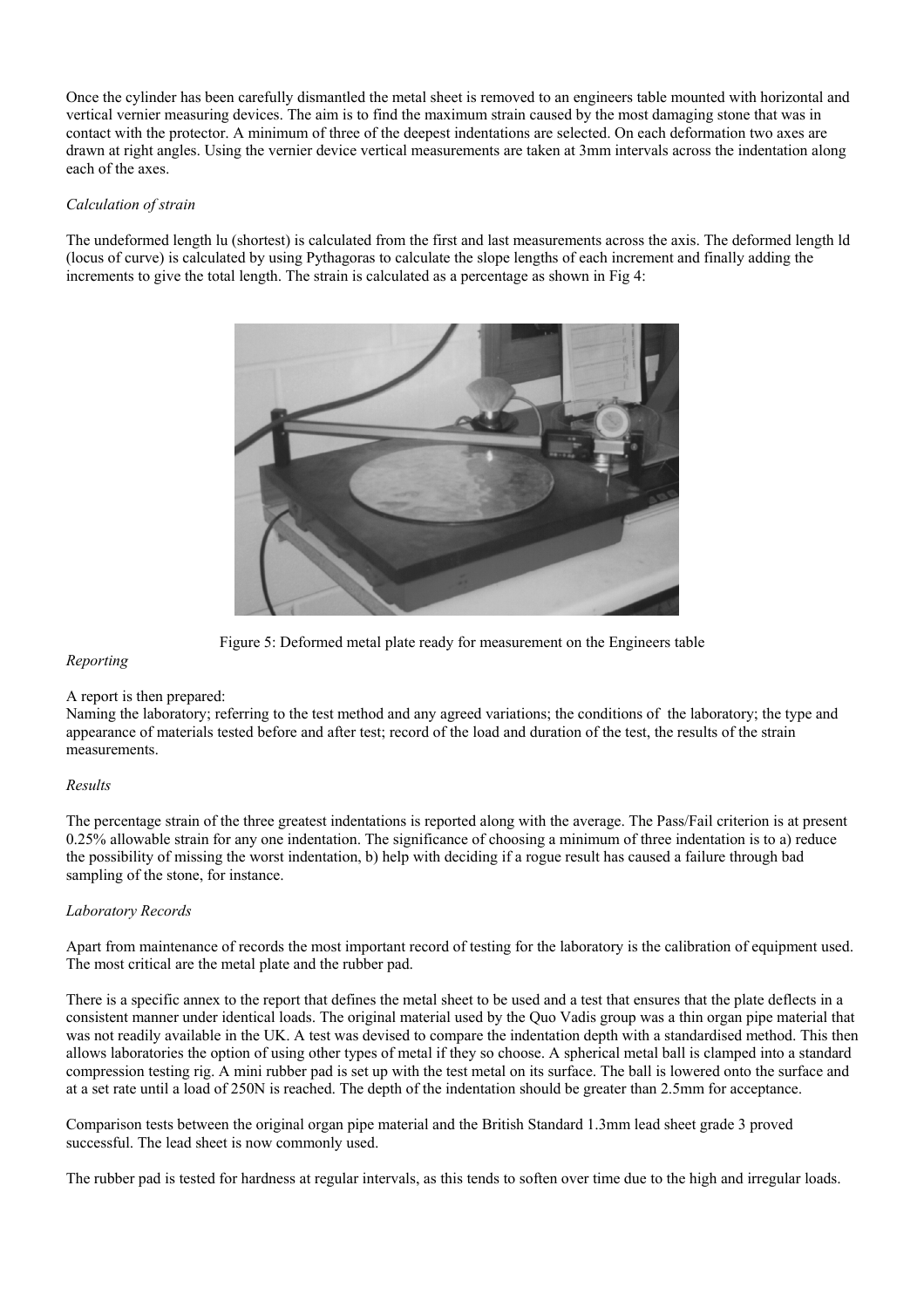Once the cylinder has been carefully dismantled the metal sheet is removed to an engineers table mounted with horizontal and vertical vernier measuring devices. The aim is to find the maximum strain caused by the most damaging stone that was in contact with the protector. A minimum of three of the deepest indentations are selected. On each deformation two axes are drawn at right angles. Using the vernier device vertical measurements are taken at 3mm intervals across the indentation along each of the axes.

*Calculation of strain*

The undeformed length lu (shortest) is calculated from the first and last measurements across the axis. The deformed length ld (locus of curve) is calculated by using Pythagoras to calculate the slope lengths of each increment and finally adding the increments to give the total length. The strain is calculated as a percentage as shown in Fig 4:

Figure 5: Deformed metal plate ready for measurement on the Engineers table

*Reporting*

A report is then prepared:
Naming the laboratory; referring to the test method and any agreed variations; the conditions of the laboratory; the type and appearance of materials tested before and after test; record of the load and duration of the test, the results of the strain measurements.

*Results*

The percentage strain of the three greatest indentations is reported along with the average. The Pass/Fail criterion is at present 0.25% allowable strain for any one indentation. The significance of choosing a minimum of three indentation is to a) reduce the possibility of missing the worst indentation, b) help with deciding if a rogue result has caused a failure through bad sampling of the stone, for instance.

*Laboratory Records*

Apart from maintenance of records the most important record of testing for the laboratory is the calibration of equipment used. The most critical are the metal plate and the rubber pad.

There is a specific annex to the report that defines the metal sheet to be used and a test that ensures that the plate deflects in a consistent manner under identical loads. The original material used by the Quo Vadis group was a thin organ pipe material that was not readily available in the UK. A test was devised to compare the indentation depth with a standardised method. This then allows laboratories the option of using other types of metal if they so choose. A spherical metal ball is clamped into a standard compression testing rig. A mini rubber pad is set up with the test metal on its surface. The ball is lowered onto the surface and at a set rate until a load of 250N is reached. The depth of the indentation should be greater than 2.5mm for acceptance.

Comparison tests between the original organ pipe material and the British Standard 1.3mm lead sheet grade 3 proved successful. The lead sheet is now commonly used.

The rubber pad is tested for hardness at regular intervals, as this tends to soften over time due to the high and irregular loads.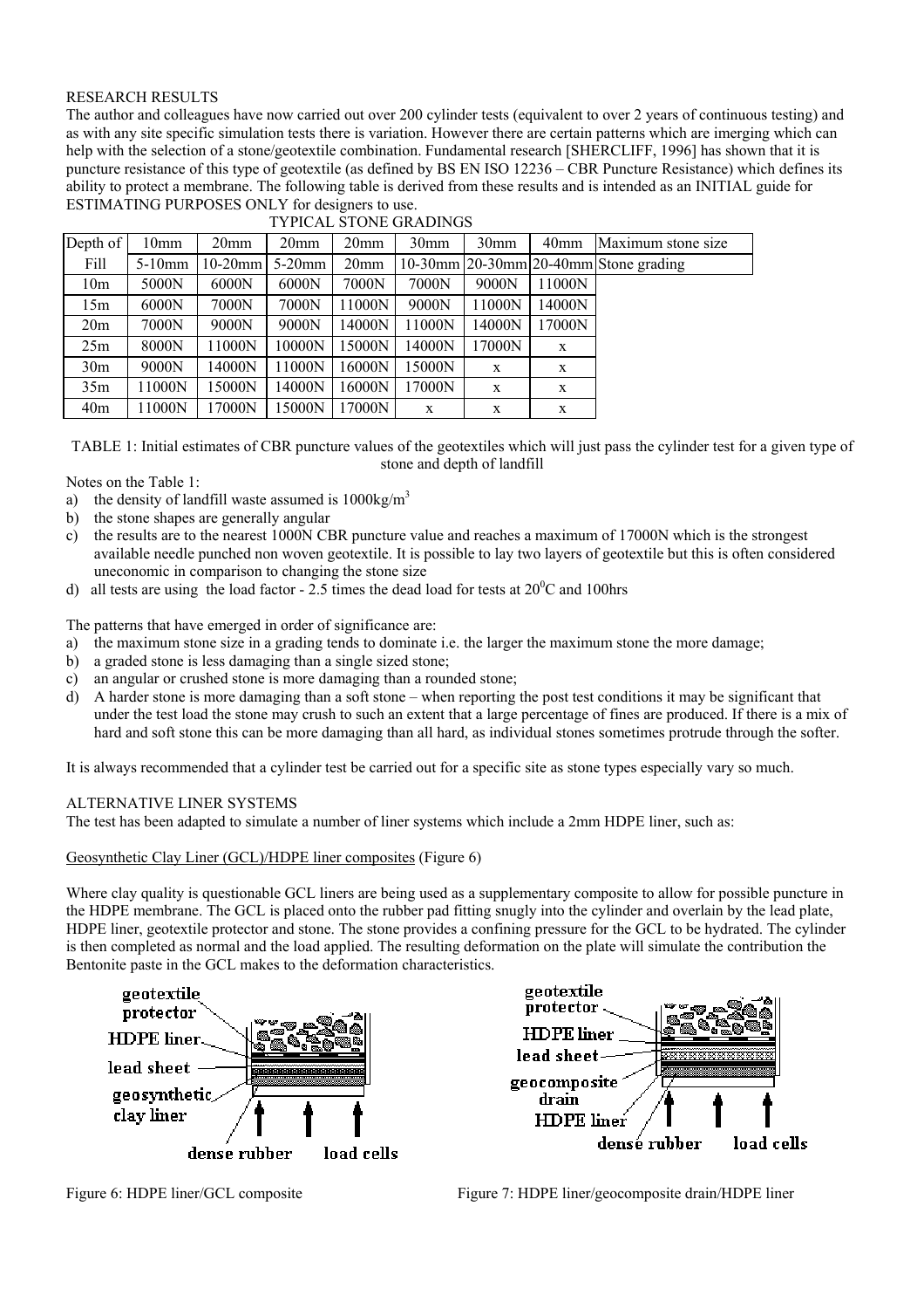RESEARCH RESULTS

The author and colleagues have now carried out over 200 cylinder tests (equivalent to over 2 years of continuous testing) and as with any site specific simulation tests there is variation. However there are certain patterns which are imerging which can help with the selection of a stone/geotextile combination. Fundamental research [SHERCLIFF, 1996] has shown that it is puncture resistance of this type of geotextile (as defined by BS EN ISO 12236 – CBR Puncture Resistance) which defines its ability to protect a membrane. The following table is derived from these results and is intended as an INITIAL guide for ESTIMATING PURPOSES ONLY for designers to use.

TYPICAL STONE GRADINGS

| Depth of | 10mm | 20mm | 20mm | 20mm | 30mm | 30mm | 40mm | Maximum stone size |
|---|---|---|---|---|---|---|---|---|
| Fill | 5-10mm | 10-20mm | 5-20mm | 20mm | 10-30mm | 20-30mm | 20-40mm | Stone grading |
| 10m | 5000N | 6000N | 6000N | 7000N | 7000N | 9000N | 11000N | |
| 15m | 6000N | 7000N | 7000N | 11000N | 9000N | 11000N | 14000N | |
| 20m | 7000N | 9000N | 9000N | 14000N | 11000N | 14000N | 17000N | |
| 25m | 8000N | 11000N | 10000N | 15000N | 14000N | 17000N | x | |
| 30m | 9000N | 14000N | 11000N | 16000N | 15000N | x | x | |
| 35m | 11000N | 15000N | 14000N | 16000N | 17000N | x | x | |
| 40m | 11000N | 17000N | 15000N | 17000N | x | x | x | |

TABLE 1: Initial estimates of CBR puncture values of the geotextiles which will just pass the cylinder test for a given type of stone and depth of landfill

Notes on the Table 1:

a) the density of landfill waste assumed is $1000kg/m^3$
b) the stone shapes are generally angular
c) the results are to the nearest 1000N CBR puncture value and reaches a maximum of 17000N which is the strongest available needle punched non woven geotextile. It is possible to lay two layers of geotextile but this is often considered uneconomic in comparison to changing the stone size
d) all tests are using the load factor - 2.5 times the dead load for tests at $20^0C$ and 100hrs

The patterns that have emerged in order of significance are:

a) the maximum stone size in a grading tends to dominate i.e. the larger the maximum stone the more damage;
b) a graded stone is less damaging than a single sized stone;
c) an angular or crushed stone is more damaging than a rounded stone;
d) A harder stone is more damaging than a soft stone – when reporting the post test conditions it may be significant that under the test load the stone may crush to such an extent that a large percentage of fines are produced. If there is a mix of hard and soft stone this can be more damaging than all hard, as individual stones sometimes protrude through the softer.

It is always recommended that a cylinder test be carried out for a specific site as stone types especially vary so much.

ALTERNATIVE LINER SYSTEMS

The test has been adapted to simulate a number of liner systems which include a 2mm HDPE liner, such as:

Geosynthetic Clay Liner (GCL)/HDPE liner composites (Figure 6)

Where clay quality is questionable GCL liners are being used as a supplementary composite to allow for possible puncture in the HDPE membrane. The GCL is placed onto the rubber pad fitting snugly into the cylinder and overlain by the lead plate, HDPE liner, geotextile protector and stone. The stone provides a confining pressure for the GCL to be hydrated. The cylinder is then completed as normal and the load applied. The resulting deformation on the plate will simulate the contribution the Bentonite paste in the GCL makes to the deformation characteristics.

Figure 6: HDPE liner/GCL composite

Figure 7: HDPE liner/geocomposite drain/HDPE liner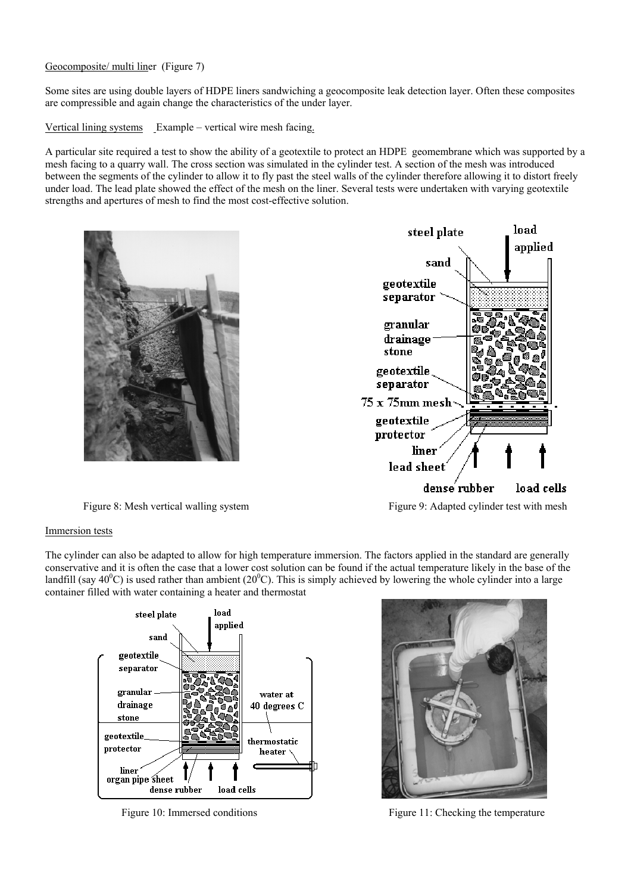Geocomposite/ multi liner (Figure 7)

Some sites are using double layers of HDPE liners sandwiching a geocomposite leak detection layer. Often these composites are compressible and again change the characteristics of the under layer.

Vertical lining systems   Example – vertical wire mesh facing.

A particular site required a test to show the ability of a geotextile to protect an HDPE geomembrane which was supported by a mesh facing to a quarry wall. The cross section was simulated in the cylinder test. A section of the mesh was introduced between the segments of the cylinder to allow it to fly past the steel walls of the cylinder therefore allowing it to distort freely under load. The lead plate showed the effect of the mesh on the liner. Several tests were undertaken with varying geotextile strengths and apertures of mesh to find the most cost-effective solution.

Figure 8: Mesh vertical walling system

Figure 9: Adapted cylinder test with mesh

Immersion tests

The cylinder can also be adapted to allow for high temperature immersion. The factors applied in the standard are generally conservative and it is often the case that a lower cost solution can be found if the actual temperature likely in the base of the landfill (say $40^0$C) is used rather than ambient ($20^0$C). This is simply achieved by lowering the whole cylinder into a large container filled with water containing a heater and thermostat

Figure 10: Immersed conditions

Figure 11: Checking the temperature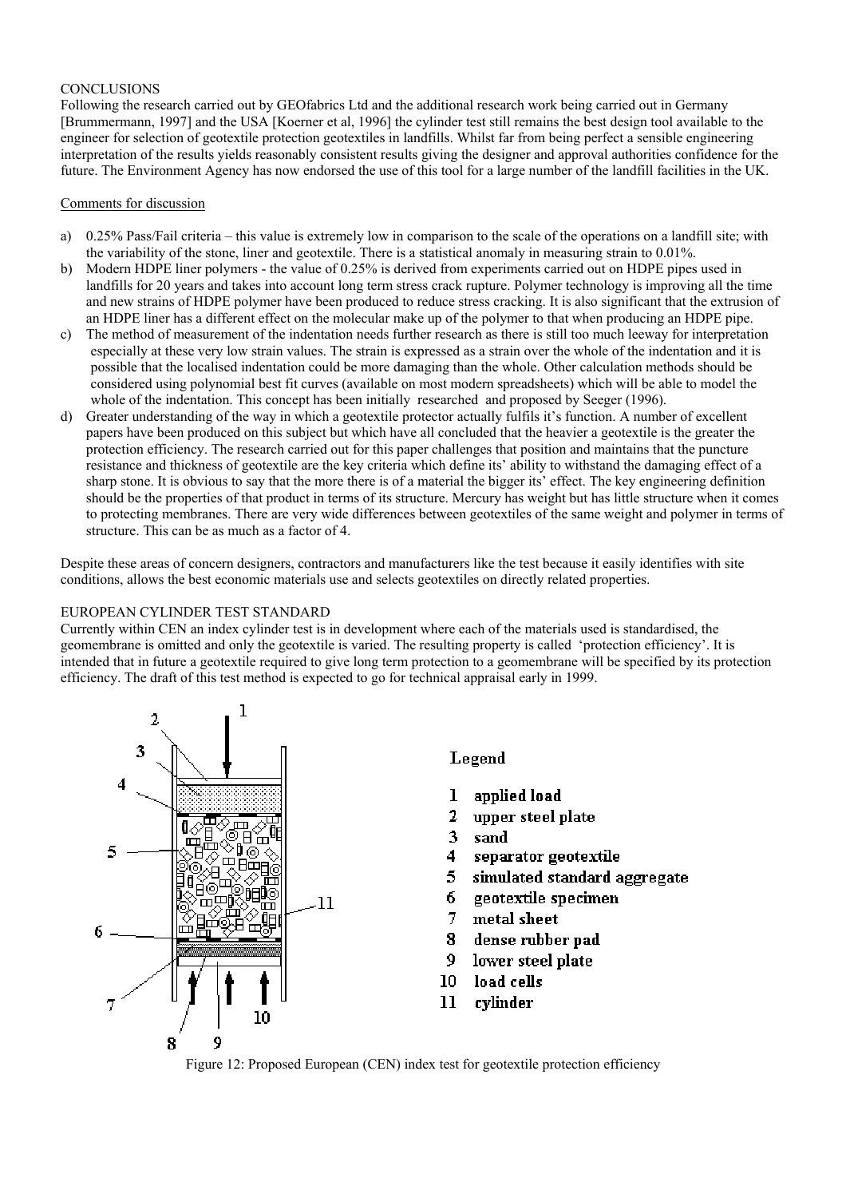CONCLUSIONS

Following the research carried out by GEOfabrics Ltd and the additional research work being carried out in Germany [Brummermann, 1997] and the USA [Koerner et al, 1996] the cylinder test still remains the best design tool available to the engineer for selection of geotextile protection geotextiles in landfills. Whilst far from being perfect a sensible engineering interpretation of the results yields reasonably consistent results giving the designer and approval authorities confidence for the future. The Environment Agency has now endorsed the use of this tool for a large number of the landfill facilities in the UK.

Comments for discussion

a) 0.25% Pass/Fail criteria – this value is extremely low in comparison to the scale of the operations on a landfill site; with the variability of the stone, liner and geotextile. There is a statistical anomaly in measuring strain to 0.01%.
b) Modern HDPE liner polymers - the value of 0.25% is derived from experiments carried out on HDPE pipes used in landfills for 20 years and takes into account long term stress crack rupture. Polymer technology is improving all the time and new strains of HDPE polymer have been produced to reduce stress cracking. It is also significant that the extrusion of an HDPE liner has a different effect on the molecular make up of the polymer to that when producing an HDPE pipe.
c) The method of measurement of the indentation needs further research as there is still too much leeway for interpretation especially at these very low strain values. The strain is expressed as a strain over the whole of the indentation and it is possible that the localised indentation could be more damaging than the whole. Other calculation methods should be considered using polynomial best fit curves (available on most modern spreadsheets) which will be able to model the whole of the indentation. This concept has been initially researched and proposed by Seeger (1996).
d) Greater understanding of the way in which a geotextile protector actually fulfils it's function. A number of excellent papers have been produced on this subject but which have all concluded that the heavier a geotextile is the greater the protection efficiency. The research carried out for this paper challenges that position and maintains that the puncture resistance and thickness of geotextile are the key criteria which define its' ability to withstand the damaging effect of a sharp stone. It is obvious to say that the more there is of a material the bigger its' effect. The key engineering definition should be the properties of that product in terms of its structure. Mercury has weight but has little structure when it comes to protecting membranes. There are very wide differences between geotextiles of the same weight and polymer in terms of structure. This can be as much as a factor of 4.

Despite these areas of concern designers, contractors and manufacturers like the test because it easily identifies with site conditions, allows the best economic materials use and selects geotextiles on directly related properties.

EUROPEAN CYLINDER TEST STANDARD

Currently within CEN an index cylinder test is in development where each of the materials used is standardised, the geomembrane is omitted and only the geotextile is varied. The resulting property is called 'protection efficiency'. It is intended that in future a geotextile required to give long term protection to a geomembrane will be specified by its protection efficiency. The draft of this test method is expected to go for technical appraisal early in 1999.

Legend

1 applied load
2 upper steel plate
3 sand
4 separator geotextile
5 simulated standard aggregate
6 geotextile specimen
7 metal sheet
8 dense rubber pad
9 lower steel plate
10 load cells
11 cylinder

Figure 12: Proposed European (CEN) index test for geotextile protection efficiency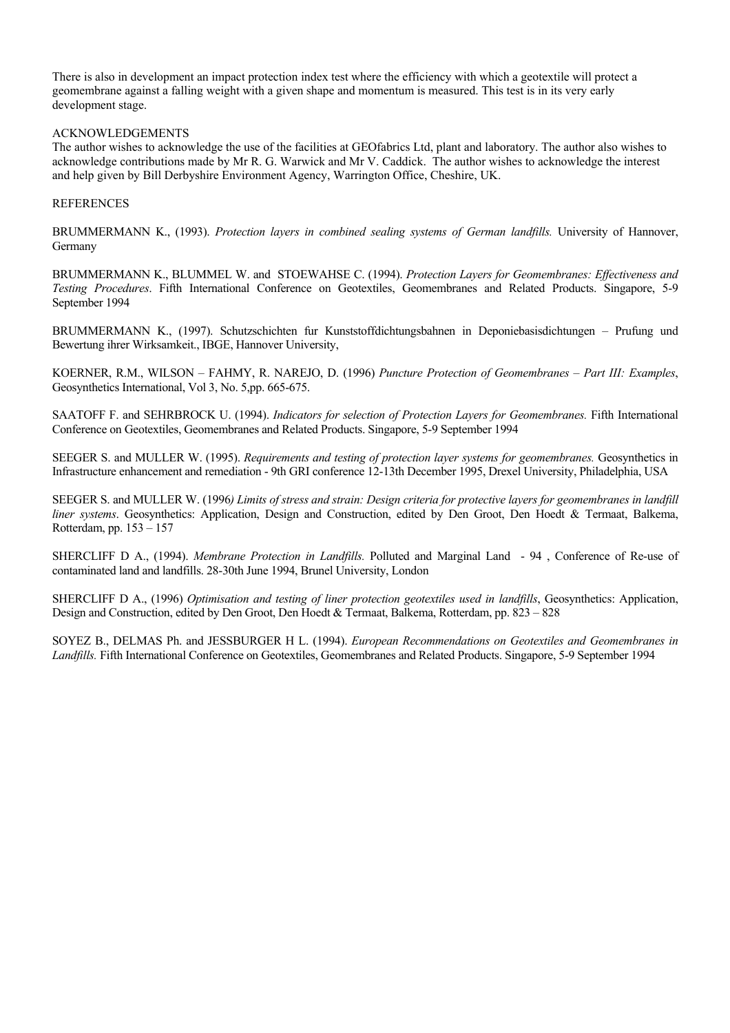There is also in development an impact protection index test where the efficiency with which a geotextile will protect a geomembrane against a falling weight with a given shape and momentum is measured. This test is in its very early development stage.

ACKNOWLEDGEMENTS

The author wishes to acknowledge the use of the facilities at GEOfabrics Ltd, plant and laboratory. The author also wishes to acknowledge contributions made by Mr R. G. Warwick and Mr V. Caddick. The author wishes to acknowledge the interest and help given by Bill Derbyshire Environment Agency, Warrington Office, Cheshire, UK.

REFERENCES

BRUMMERMANN K., (1993). *Protection layers in combined sealing systems of German landfills.* University of Hannover, Germany

BRUMMERMANN K., BLUMMEL W. and STOEWAHSE C. (1994). *Protection Layers for Geomembranes: Effectiveness and Testing Procedures*. Fifth International Conference on Geotextiles, Geomembranes and Related Products. Singapore, 5-9 September 1994

BRUMMERMANN K., (1997). Schutzschichten fur Kunststoffdichtungsbahnen in Deponiebasisdichtungen – Prufung und Bewertung ihrer Wirksamkeit., IBGE, Hannover University,

KOERNER, R.M., WILSON – FAHMY, R. NAREJO, D. (1996) *Puncture Protection of Geomembranes – Part III: Examples*, Geosynthetics International, Vol 3, No. 5,pp. 665-675.

SAATOFF F. and SEHRBROCK U. (1994). *Indicators for selection of Protection Layers for Geomembranes.* Fifth International Conference on Geotextiles, Geomembranes and Related Products. Singapore, 5-9 September 1994

SEEGER S. and MULLER W. (1995). *Requirements and testing of protection layer systems for geomembranes.* Geosynthetics in Infrastructure enhancement and remediation - 9th GRI conference 12-13th December 1995, Drexel University, Philadelphia, USA

SEEGER S. and MULLER W. (1996*) Limits of stress and strain: Design criteria for protective layers for geomembranes in landfill liner systems*. Geosynthetics: Application, Design and Construction, edited by Den Groot, Den Hoedt & Termaat, Balkema, Rotterdam, pp. 153 – 157

SHERCLIFF D A., (1994). *Membrane Protection in Landfills.* Polluted and Marginal Land - 94 , Conference of Re-use of contaminated land and landfills. 28-30th June 1994, Brunel University, London

SHERCLIFF D A., (1996) *Optimisation and testing of liner protection geotextiles used in landfills*, Geosynthetics: Application, Design and Construction, edited by Den Groot, Den Hoedt & Termaat, Balkema, Rotterdam, pp. 823 – 828

SOYEZ B., DELMAS Ph. and JESSBURGER H L. (1994). *European Recommendations on Geotextiles and Geomembranes in Landfills.* Fifth International Conference on Geotextiles, Geomembranes and Related Products. Singapore, 5-9 September 1994